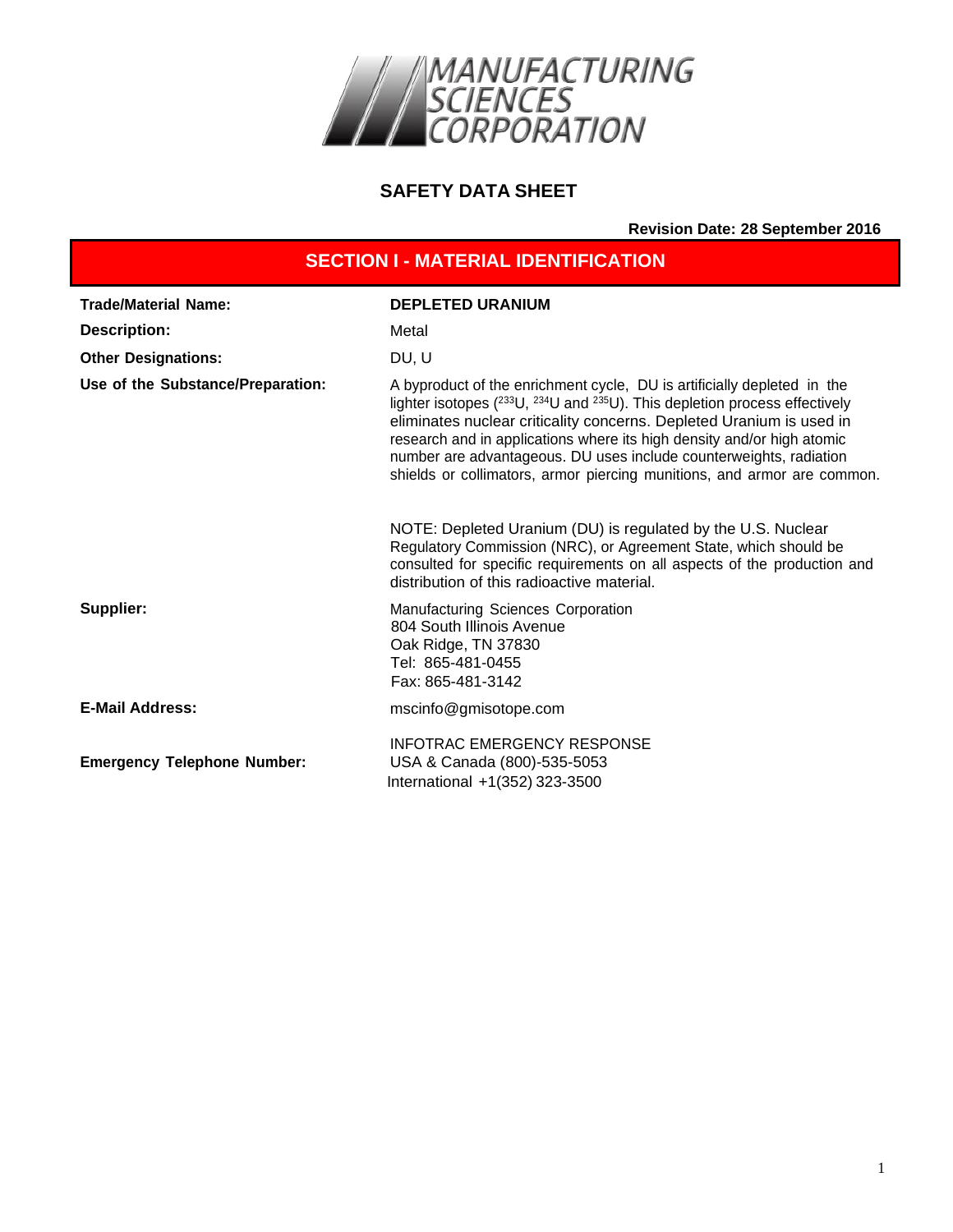MANUFACTURING SCIENCES CORPORATION

# SAFETY DATA SHEET

**Revision Date: 28 September 2016**

## SECTION I - MATERIAL IDENTIFICATION

| | |
|---|---|
| **Trade/Material Name:** | **DEPLETED URANIUM** |
| **Description:** | Metal |
| **Other Designations:** | DU, U |
| **Use of the Substance/Preparation:** | A byproduct of the enrichment cycle, DU is artificially depleted in the lighter isotopes ($^{233}U$, $^{234}U$ and $^{235}U$). This depletion process effectively eliminates nuclear criticality concerns. Depleted Uranium is used in research and in applications where its high density and/or high atomic number are advantageous. DU uses include counterweights, radiation shields or collimators, armor piercing munitions, and armor are common.<br><br>NOTE: Depleted Uranium (DU) is regulated by the U.S. Nuclear Regulatory Commission (NRC), or Agreement State, which should be consulted for specific requirements on all aspects of the production and distribution of this radioactive material. |
| **Supplier:** | Manufacturing Sciences Corporation<br>804 South Illinois Avenue<br>Oak Ridge, TN 37830<br>Tel: 865-481-0455<br>Fax: 865-481-3142 |
| **E-Mail Address:** | mscinfo@gmisotope.com |
| **Emergency Telephone Number:** | INFOTRAC EMERGENCY RESPONSE<br>USA & Canada (800)-535-5053<br>International +1(352) 323-3500 |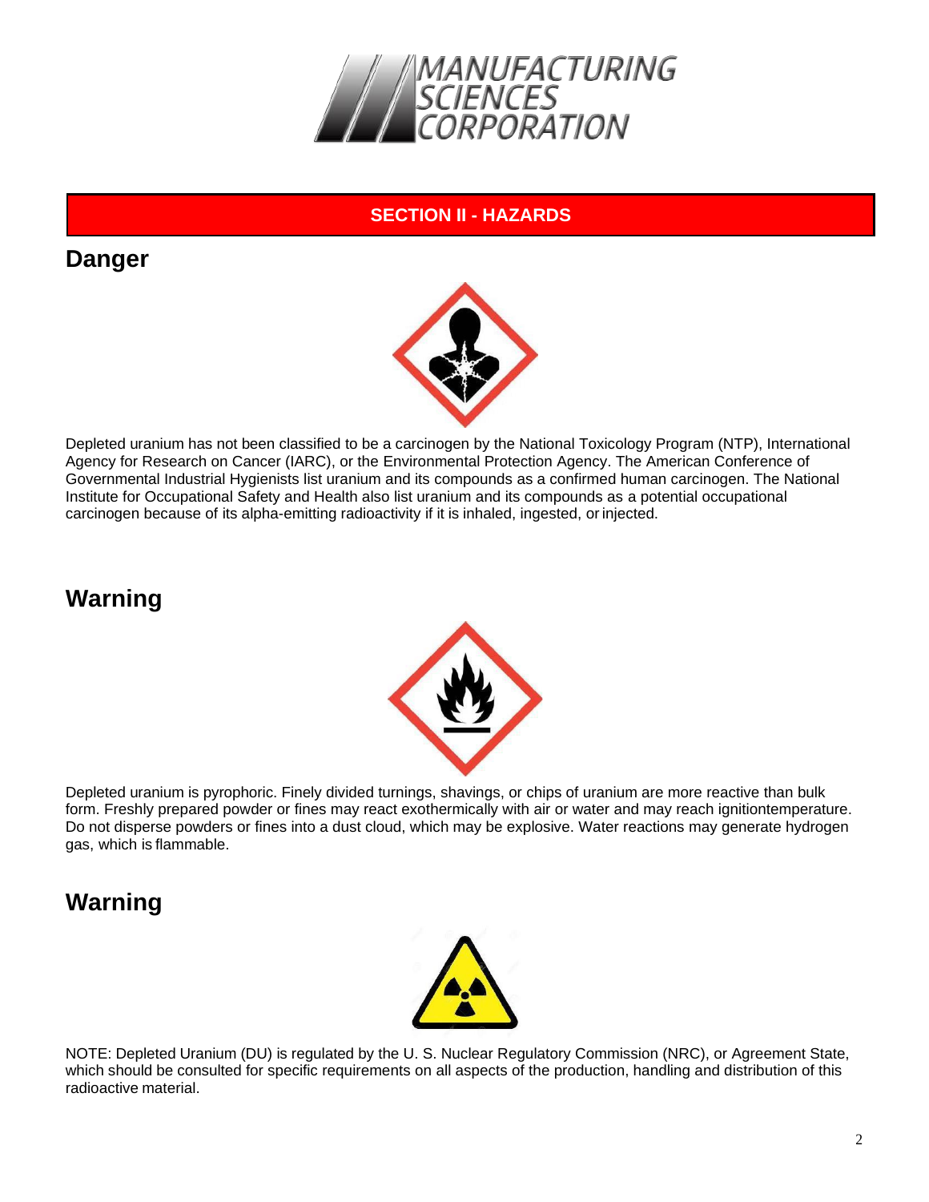## SECTION II - HAZARDS

## Danger

Depleted uranium has not been classified to be a carcinogen by the National Toxicology Program (NTP), International Agency for Research on Cancer (IARC), or the Environmental Protection Agency. The American Conference of Governmental Industrial Hygienists list uranium and its compounds as a confirmed human carcinogen. The National Institute for Occupational Safety and Health also list uranium and its compounds as a potential occupational carcinogen because of its alpha-emitting radioactivity if it is inhaled, ingested, or injected.

## Warning

Depleted uranium is pyrophoric. Finely divided turnings, shavings, or chips of uranium are more reactive than bulk form. Freshly prepared powder or fines may react exothermically with air or water and may reach ignitiontemperature. Do not disperse powders or fines into a dust cloud, which may be explosive. Water reactions may generate hydrogen gas, which is flammable.

## Warning

NOTE: Depleted Uranium (DU) is regulated by the U. S. Nuclear Regulatory Commission (NRC), or Agreement State, which should be consulted for specific requirements on all aspects of the production, handling and distribution of this radioactive material.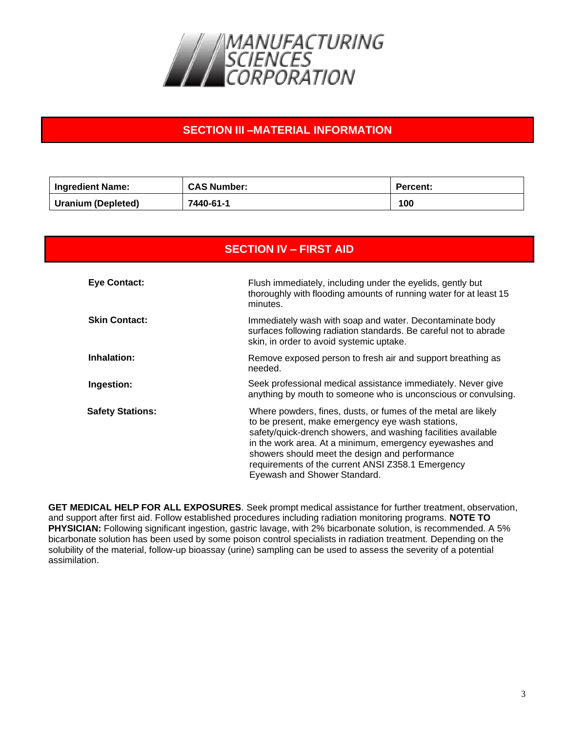MANUFACTURING SCIENCES CORPORATION

## SECTION III –MATERIAL INFORMATION

| Ingredient Name: | CAS Number: | Percent: |
|---|---|---|
| Uranium (Depleted) | 7440-61-1 | 100 |

## SECTION IV – FIRST AID

**Eye Contact:** Flush immediately, including under the eyelids, gently but thoroughly with flooding amounts of running water for at least 15 minutes.

**Skin Contact:** Immediately wash with soap and water. Decontaminate body surfaces following radiation standards. Be careful not to abrade skin, in order to avoid systemic uptake.

**Inhalation:** Remove exposed person to fresh air and support breathing as needed.

**Ingestion:** Seek professional medical assistance immediately. Never give anything by mouth to someone who is unconscious or convulsing.

**Safety Stations:** Where powders, fines, dusts, or fumes of the metal are likely to be present, make emergency eye wash stations, safety/quick-drench showers, and washing facilities available in the work area. At a minimum, emergency eyewashes and showers should meet the design and performance requirements of the current ANSI Z358.1 Emergency Eyewash and Shower Standard.

**GET MEDICAL HELP FOR ALL EXPOSURES**. Seek prompt medical assistance for further treatment, observation, and support after first aid. Follow established procedures including radiation monitoring programs. **NOTE TO PHYSICIAN:** Following significant ingestion, gastric lavage, with 2% bicarbonate solution, is recommended. A 5% bicarbonate solution has been used by some poison control specialists in radiation treatment. Depending on the solubility of the material, follow-up bioassay (urine) sampling can be used to assess the severity of a potential assimilation.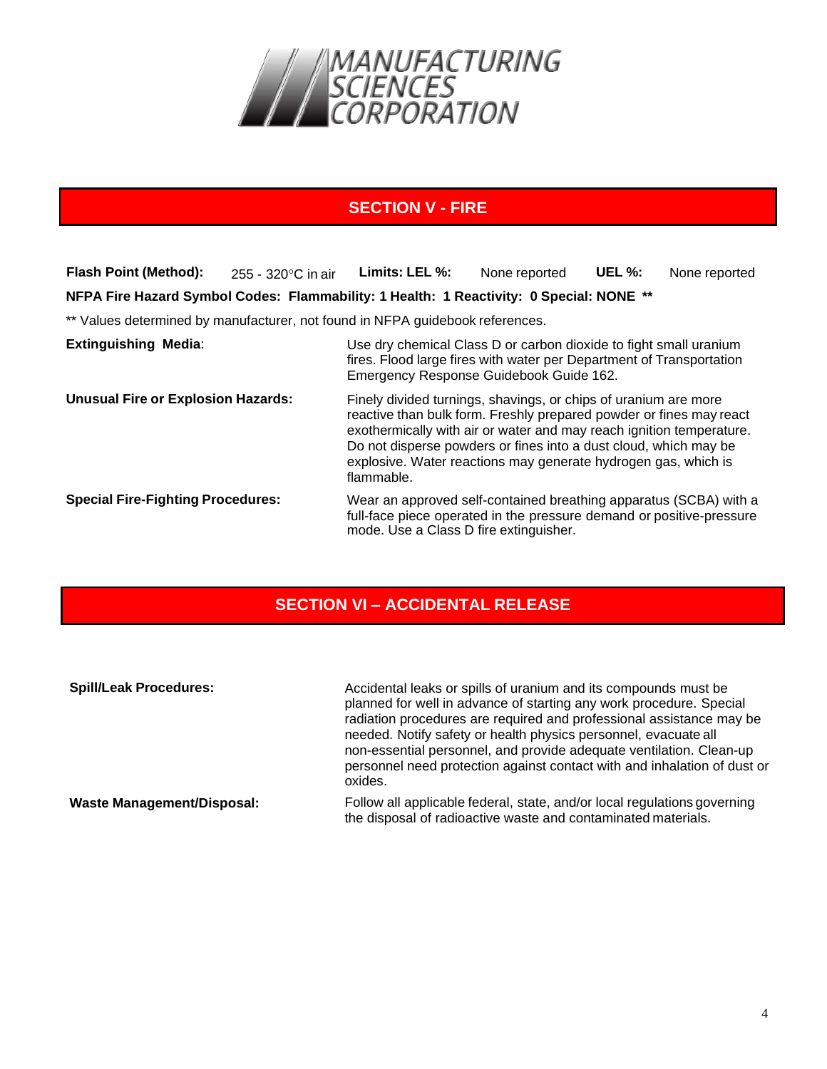MANUFACTURING SCIENCES CORPORATION

## SECTION V - FIRE

**Flash Point (Method):** 255 - 320°C in air **Limits: LEL %:** None reported **UEL %:** None reported

**NFPA Fire Hazard Symbol Codes: Flammability: 1 Health: 1 Reactivity: 0 Special: NONE \*\***

\*\* Values determined by manufacturer, not found in NFPA guidebook references.

| | |
|---|---|
| **Extinguishing Media**: | Use dry chemical Class D or carbon dioxide to fight small uranium fires. Flood large fires with water per Department of Transportation Emergency Response Guidebook Guide 162. |
| **Unusual Fire or Explosion Hazards:** | Finely divided turnings, shavings, or chips of uranium are more reactive than bulk form. Freshly prepared powder or fines may react exothermically with air or water and may reach ignition temperature. Do not disperse powders or fines into a dust cloud, which may be explosive. Water reactions may generate hydrogen gas, which is flammable. |
| **Special Fire-Fighting Procedures:** | Wear an approved self-contained breathing apparatus (SCBA) with a full-face piece operated in the pressure demand or positive-pressure mode. Use a Class D fire extinguisher. |

## SECTION VI – ACCIDENTAL RELEASE

| | |
|---|---|
| **Spill/Leak Procedures:** | Accidental leaks or spills of uranium and its compounds must be planned for well in advance of starting any work procedure. Special radiation procedures are required and professional assistance may be needed. Notify safety or health physics personnel, evacuate all non-essential personnel, and provide adequate ventilation. Clean-up personnel need protection against contact with and inhalation of dust or oxides. |
| **Waste Management/Disposal:** | Follow all applicable federal, state, and/or local regulations governing the disposal of radioactive waste and contaminated materials. |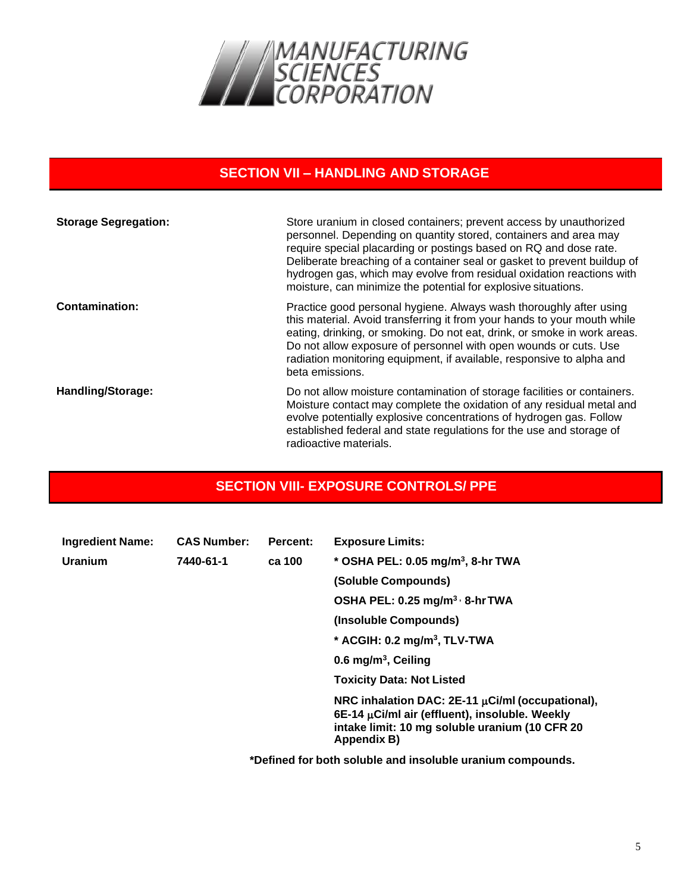MANUFACTURING SCIENCES CORPORATION

## SECTION VII – HANDLING AND STORAGE

**Storage Segregation:** Store uranium in closed containers; prevent access by unauthorized personnel. Depending on quantity stored, containers and area may require special placarding or postings based on RQ and dose rate. Deliberate breaching of a container seal or gasket to prevent buildup of hydrogen gas, which may evolve from residual oxidation reactions with moisture, can minimize the potential for explosive situations.

**Contamination:** Practice good personal hygiene. Always wash thoroughly after using this material. Avoid transferring it from your hands to your mouth while eating, drinking, or smoking. Do not eat, drink, or smoke in work areas. Do not allow exposure of personnel with open wounds or cuts. Use radiation monitoring equipment, if available, responsive to alpha and beta emissions.

**Handling/Storage:** Do not allow moisture contamination of storage facilities or containers. Moisture contact may complete the oxidation of any residual metal and evolve potentially explosive concentrations of hydrogen gas. Follow established federal and state regulations for the use and storage of radioactive materials.

## SECTION VIII- EXPOSURE CONTROLS/ PPE

| Ingredient Name: | CAS Number: | Percent: | Exposure Limits: |
|---|---|---|---|
| Uranium | 7440-61-1 | ca 100 | * OSHA PEL: 0.05 mg/m$^3$, 8-hr TWA |
| | | | (Soluble Compounds) |
| | | | OSHA PEL: 0.25 mg/m$^3$, 8-hr TWA |
| | | | (Insoluble Compounds) |
| | | | * ACGIH: 0.2 mg/m$^3$, TLV-TWA |
| | | | 0.6 mg/m$^3$, Ceiling |
| | | | Toxicity Data: Not Listed |
| | | | NRC inhalation DAC: 2E-11 μCi/ml (occupational), 6E-14 μCi/ml air (effluent), insoluble. Weekly intake limit: 10 mg soluble uranium (10 CFR 20 Appendix B) |

**\*Defined for both soluble and insoluble uranium compounds.**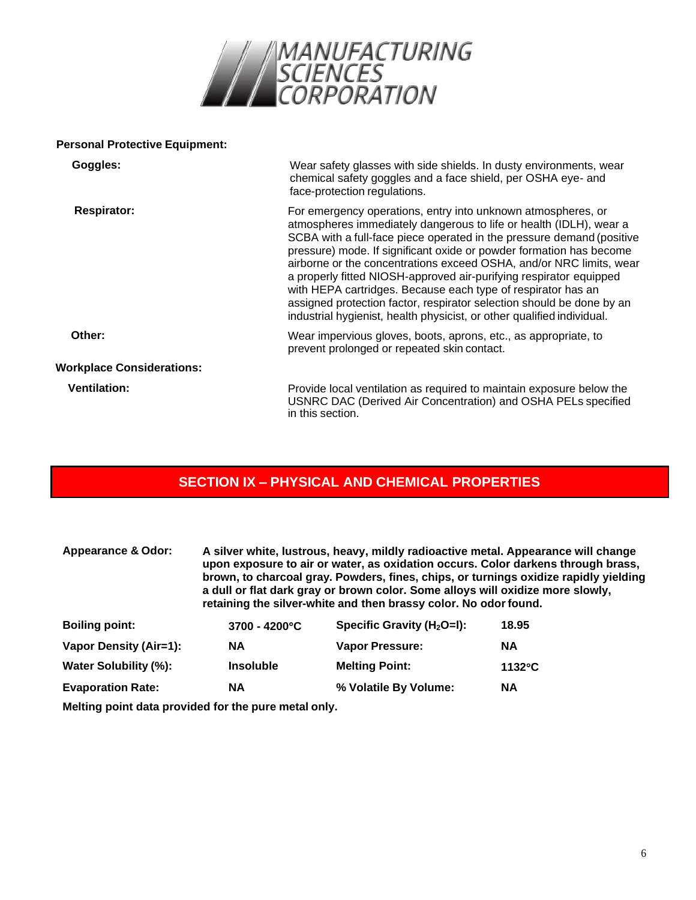**Personal Protective Equipment:**

| | |
|---|---|
| **Goggles:** | Wear safety glasses with side shields. In dusty environments, wear chemical safety goggles and a face shield, per OSHA eye- and face-protection regulations. |
| **Respirator:** | For emergency operations, entry into unknown atmospheres, or atmospheres immediately dangerous to life or health (IDLH), wear a SCBA with a full-face piece operated in the pressure demand (positive pressure) mode. If significant oxide or powder formation has become airborne or the concentrations exceed OSHA, and/or NRC limits, wear a properly fitted NIOSH-approved air-purifying respirator equipped with HEPA cartridges. Because each type of respirator has an assigned protection factor, respirator selection should be done by an industrial hygienist, health physicist, or other qualified individual. |
| **Other:** | Wear impervious gloves, boots, aprons, etc., as appropriate, to prevent prolonged or repeated skin contact. |

**Workplace Considerations:**

| | |
|---|---|
| **Ventilation:** | Provide local ventilation as required to maintain exposure below the USNRC DAC (Derived Air Concentration) and OSHA PELs specified in this section. |

## SECTION IX – PHYSICAL AND CHEMICAL PROPERTIES

**Appearance & Odor:** **A silver white, lustrous, heavy, mildly radioactive metal. Appearance will change upon exposure to air or water, as oxidation occurs. Color darkens through brass, brown, to charcoal gray. Powders, fines, chips, or turnings oxidize rapidly yielding a dull or flat dark gray or brown color. Some alloys will oxidize more slowly, retaining the silver-white and then brassy color. No odor found.**

| | | | |
|---|---|---|---|
| **Boiling point:** | **3700 - 4200°C** | **Specific Gravity ($H_2O$=l):** | **18.95** |
| **Vapor Density (Air=1):** | **NA** | **Vapor Pressure:** | **NA** |
| **Water Solubility (%):** | **Insoluble** | **Melting Point:** | **1132°C** |
| **Evaporation Rate:** | **NA** | **% Volatile By Volume:** | **NA** |

**Melting point data provided for the pure metal only.**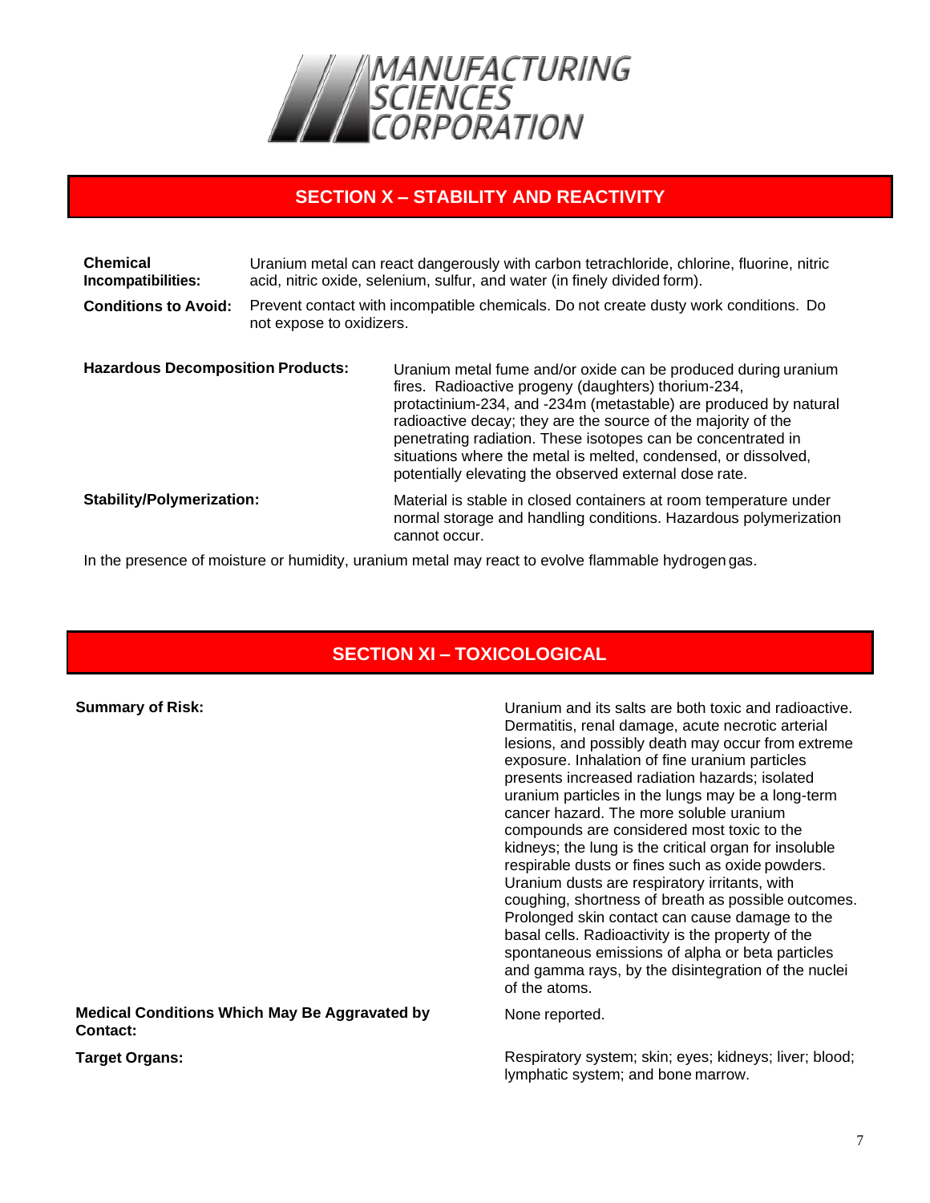## SECTION X – STABILITY AND REACTIVITY

**Chemical Incompatibilities:** Uranium metal can react dangerously with carbon tetrachloride, chlorine, fluorine, nitric acid, nitric oxide, selenium, sulfur, and water (in finely divided form).

**Conditions to Avoid:** Prevent contact with incompatible chemicals. Do not create dusty work conditions. Do not expose to oxidizers.

**Hazardous Decomposition Products:** Uranium metal fume and/or oxide can be produced during uranium fires. Radioactive progeny (daughters) thorium-234, protactinium-234, and -234m (metastable) are produced by natural radioactive decay; they are the source of the majority of the penetrating radiation. These isotopes can be concentrated in situations where the metal is melted, condensed, or dissolved, potentially elevating the observed external dose rate.

**Stability/Polymerization:** Material is stable in closed containers at room temperature under normal storage and handling conditions. Hazardous polymerization cannot occur.

In the presence of moisture or humidity, uranium metal may react to evolve flammable hydrogen gas.

## SECTION XI – TOXICOLOGICAL

**Summary of Risk:** Uranium and its salts are both toxic and radioactive. Dermatitis, renal damage, acute necrotic arterial lesions, and possibly death may occur from extreme exposure. Inhalation of fine uranium particles presents increased radiation hazards; isolated uranium particles in the lungs may be a long-term cancer hazard. The more soluble uranium compounds are considered most toxic to the kidneys; the lung is the critical organ for insoluble respirable dusts or fines such as oxide powders. Uranium dusts are respiratory irritants, with coughing, shortness of breath as possible outcomes. Prolonged skin contact can cause damage to the basal cells. Radioactivity is the property of the spontaneous emissions of alpha or beta particles and gamma rays, by the disintegration of the nuclei of the atoms.

**Medical Conditions Which May Be Aggravated by Contact:** None reported.

**Target Organs:** Respiratory system; skin; eyes; kidneys; liver; blood; lymphatic system; and bone marrow.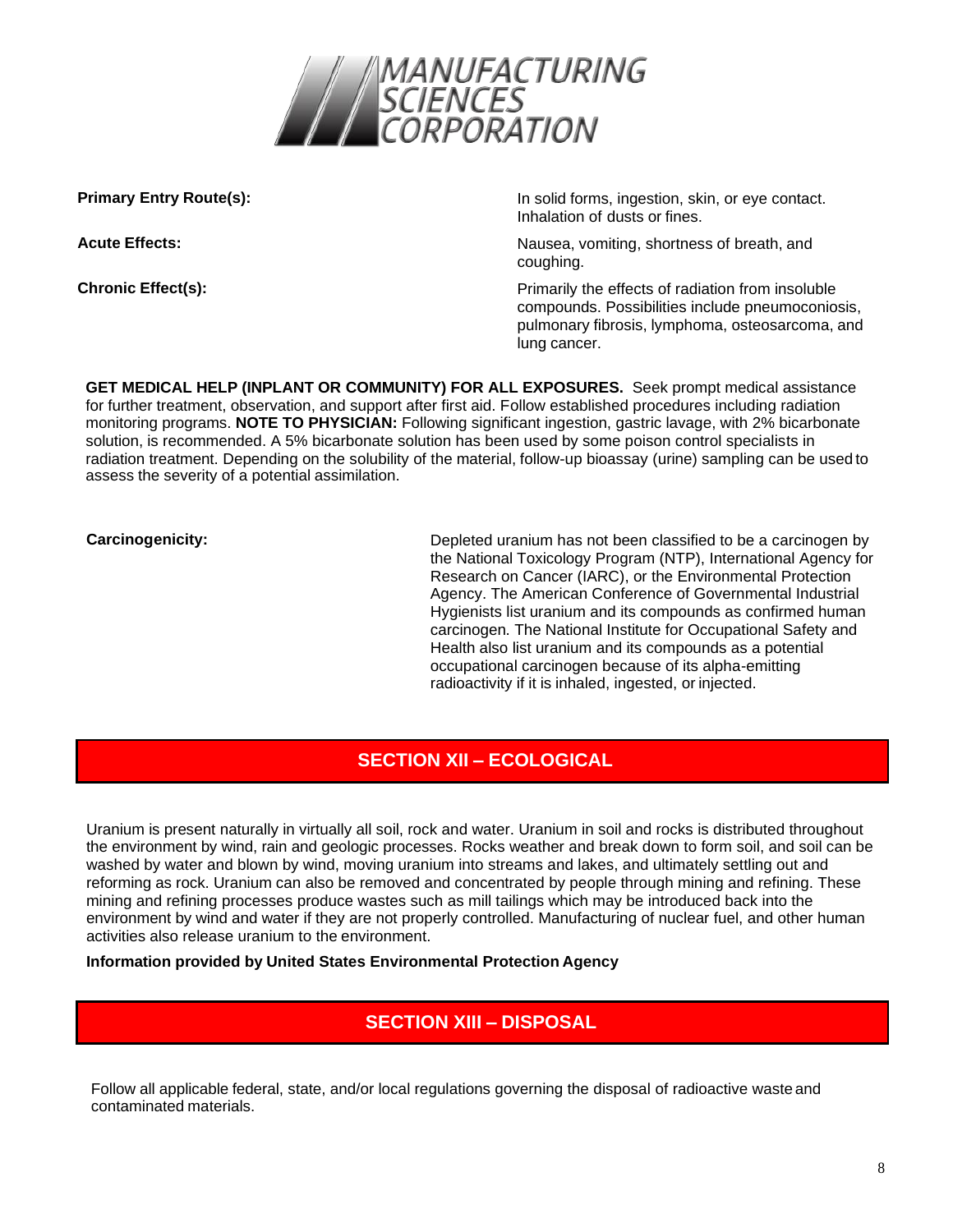**Primary Entry Route(s):** In solid forms, ingestion, skin, or eye contact. Inhalation of dusts or fines.

**Acute Effects:** Nausea, vomiting, shortness of breath, and coughing.

**Chronic Effect(s):** Primarily the effects of radiation from insoluble compounds. Possibilities include pneumoconiosis, pulmonary fibrosis, lymphoma, osteosarcoma, and lung cancer.

**GET MEDICAL HELP (INPLANT OR COMMUNITY) FOR ALL EXPOSURES.** Seek prompt medical assistance for further treatment, observation, and support after first aid. Follow established procedures including radiation monitoring programs. **NOTE TO PHYSICIAN:** Following significant ingestion, gastric lavage, with 2% bicarbonate solution, is recommended. A 5% bicarbonate solution has been used by some poison control specialists in radiation treatment. Depending on the solubility of the material, follow-up bioassay (urine) sampling can be used to assess the severity of a potential assimilation.

**Carcinogenicity:** Depleted uranium has not been classified to be a carcinogen by the National Toxicology Program (NTP), International Agency for Research on Cancer (IARC), or the Environmental Protection Agency. The American Conference of Governmental Industrial Hygienists list uranium and its compounds as confirmed human carcinogen. The National Institute for Occupational Safety and Health also list uranium and its compounds as a potential occupational carcinogen because of its alpha-emitting radioactivity if it is inhaled, ingested, or injected.

## SECTION XII – ECOLOGICAL

Uranium is present naturally in virtually all soil, rock and water. Uranium in soil and rocks is distributed throughout the environment by wind, rain and geologic processes. Rocks weather and break down to form soil, and soil can be washed by water and blown by wind, moving uranium into streams and lakes, and ultimately settling out and reforming as rock. Uranium can also be removed and concentrated by people through mining and refining. These mining and refining processes produce wastes such as mill tailings which may be introduced back into the environment by wind and water if they are not properly controlled. Manufacturing of nuclear fuel, and other human activities also release uranium to the environment.

**Information provided by United States Environmental Protection Agency**

## SECTION XIII – DISPOSAL

Follow all applicable federal, state, and/or local regulations governing the disposal of radioactive waste and contaminated materials.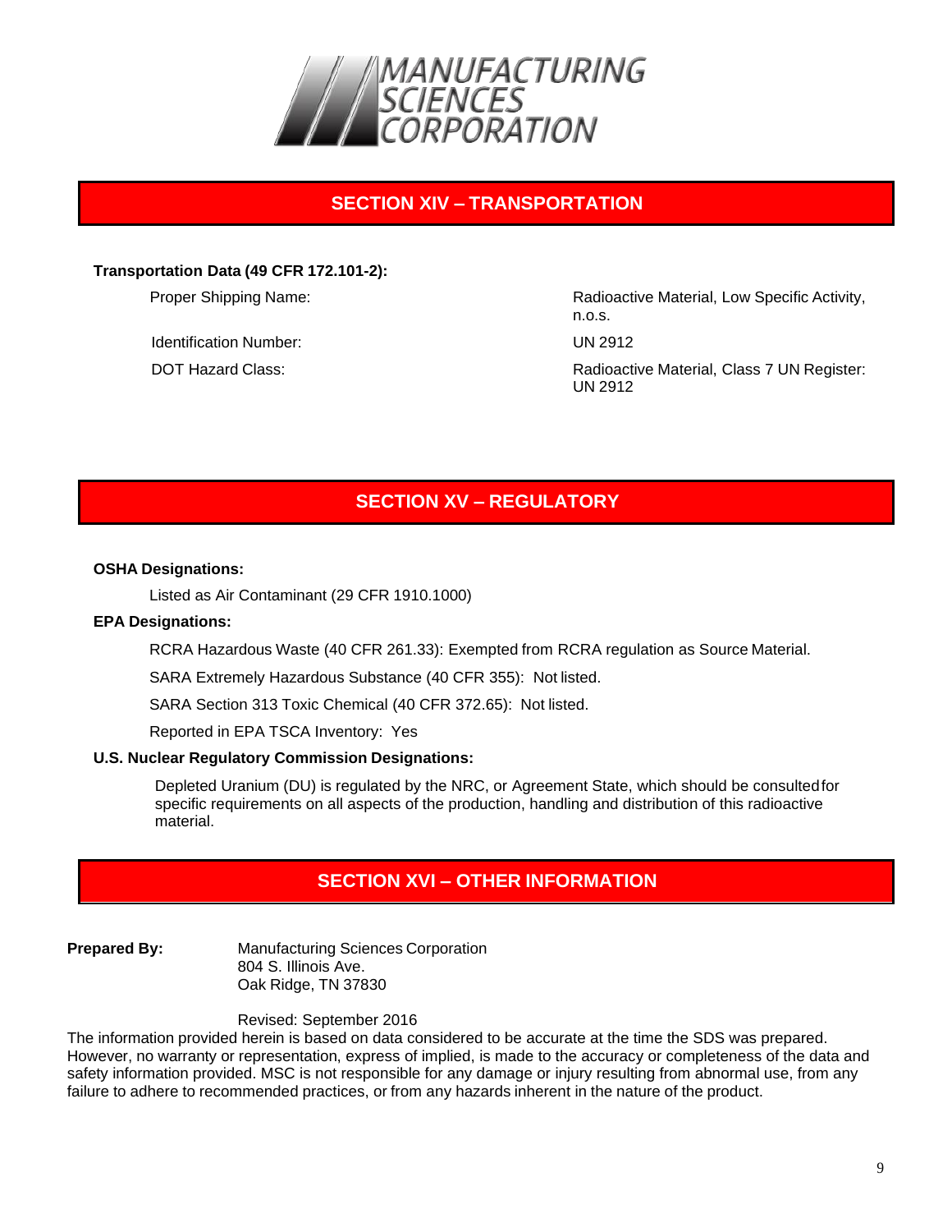## SECTION XIV – TRANSPORTATION

**Transportation Data (49 CFR 172.101-2):**

| | |
|---|---|
| Proper Shipping Name: | Radioactive Material, Low Specific Activity, n.o.s. |
| Identification Number: | UN 2912 |
| DOT Hazard Class: | Radioactive Material, Class 7 UN Register: UN 2912 |

## SECTION XV – REGULATORY

**OSHA Designations:**

Listed as Air Contaminant (29 CFR 1910.1000)

**EPA Designations:**

RCRA Hazardous Waste (40 CFR 261.33): Exempted from RCRA regulation as Source Material.

SARA Extremely Hazardous Substance (40 CFR 355): Not listed.

SARA Section 313 Toxic Chemical (40 CFR 372.65): Not listed.

Reported in EPA TSCA Inventory: Yes

**U.S. Nuclear Regulatory Commission Designations:**

Depleted Uranium (DU) is regulated by the NRC, or Agreement State, which should be consulted for specific requirements on all aspects of the production, handling and distribution of this radioactive material.

## SECTION XVI – OTHER INFORMATION

**Prepared By:** Manufacturing Sciences Corporation
804 S. Illinois Ave.
Oak Ridge, TN 37830

Revised: September 2016

The information provided herein is based on data considered to be accurate at the time the SDS was prepared. However, no warranty or representation, express of implied, is made to the accuracy or completeness of the data and safety information provided. MSC is not responsible for any damage or injury resulting from abnormal use, from any failure to adhere to recommended practices, or from any hazards inherent in the nature of the product.